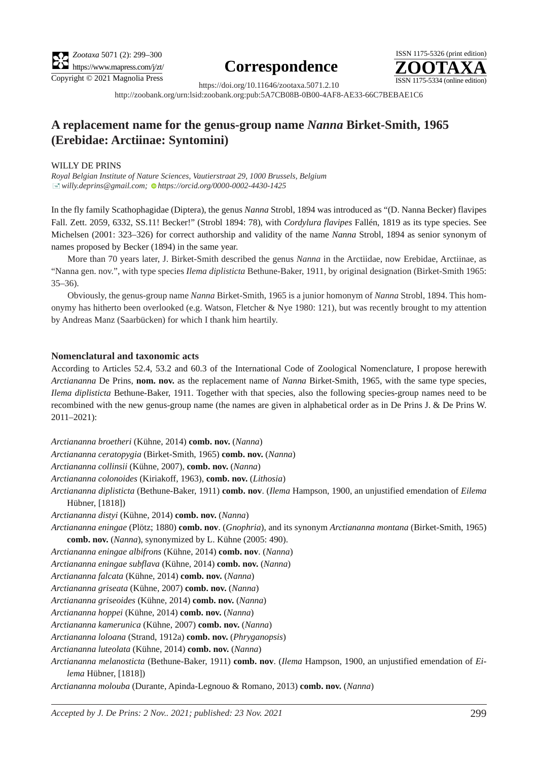**Correspondence**

https://doi.org/10.11646/zootaxa.5071.2.10

http://zoobank.org/urn:lsid:zoobank.org:pub:5A7CB08B-0B00-4AF8-AE33-66C7BEBAE1C6

# A replacement name for the genus-group name *Nanna* Birket-Smith, 1965 (Erebidae: Arctiinae: Syntomini)

WILLY DE PRINS

*Royal Belgian Institute of Nature Sciences, Vautierstraat 29, 1000 Brussels, Belgium*
*willy.deprins@gmail.com*; *https://orcid.org/0000-0002-4430-1425*

In the fly family Scathophagidae (Diptera), the genus *Nanna* Strobl, 1894 was introduced as "(D. Nanna Becker) flavipes Fall. Zett. 2059, 6332, SS.11! Becker!" (Strobl 1894: 78), with *Cordylura flavipes* Fallén, 1819 as its type species. See Michelsen (2001: 323–326) for correct authorship and validity of the name *Nanna* Strobl, 1894 as senior synonym of names proposed by Becker (1894) in the same year.

More than 70 years later, J. Birket-Smith described the genus *Nanna* in the Arctiidae, now Erebidae, Arctiinae, as "Nanna gen. nov.", with type species *Ilema diplisticta* Bethune-Baker, 1911, by original designation (Birket-Smith 1965: 35–36).

Obviously, the genus-group name *Nanna* Birket-Smith, 1965 is a junior homonym of *Nanna* Strobl, 1894. This homonymy has hitherto been overlooked (e.g. Watson, Fletcher & Nye 1980: 121), but was recently brought to my attention by Andreas Manz (Saarbücken) for which I thank him heartily.

### Nomenclatural and taxonomic acts

According to Articles 52.4, 53.2 and 60.3 of the International Code of Zoological Nomenclature, I propose herewith *Arctiananna* De Prins, **nom. nov.** as the replacement name of *Nanna* Birket-Smith, 1965, with the same type species, *Ilema diplisticta* Bethune-Baker, 1911. Together with that species, also the following species-group names need to be recombined with the new genus-group name (the names are given in alphabetical order as in De Prins J. & De Prins W. 2011–2021):

*Arctiananna broetheri* (Kühne, 2014) **comb. nov.** (*Nanna*)
*Arctiananna ceratopygia* (Birket-Smith, 1965) **comb. nov.** (*Nanna*)
*Arctiananna collinsii* (Kühne, 2007), **comb. nov.** (*Nanna*)
*Arctiananna colonoides* (Kiriakoff, 1963), **comb. nov.** (*Lithosia*)
*Arctiananna diplisticta* (Bethune-Baker, 1911) **comb. nov**. (*Ilema* Hampson, 1900, an unjustified emendation of *Eilema* Hübner, [1818])
*Arctiananna distyi* (Kühne, 2014) **comb. nov.** (*Nanna*)
*Arctiananna eningae* (Plötz; 1880) **comb. nov**. (*Gnophria*), and its synonym *Arctiananna montana* (Birket-Smith, 1965) **comb. nov.** (*Nanna*), synonymized by L. Kühne (2005: 490).
*Arctiananna eningae albifrons* (Kühne, 2014) **comb. nov**. (*Nanna*)
*Arctiananna eningae subflava* (Kühne, 2014) **comb. nov.** (*Nanna*)
*Arctiananna falcata* (Kühne, 2014) **comb. nov.** (*Nanna*)
*Arctiananna griseata* (Kühne, 2007) **comb. nov.** (*Nanna*)
*Arctiananna griseoides* (Kühne, 2014) **comb. nov.** (*Nanna*)
*Arctiananna hoppei* (Kühne, 2014) **comb. nov.** (*Nanna*)
*Arctiananna kamerunica* (Kühne, 2007) **comb. nov.** (*Nanna*)
*Arctiananna loloana* (Strand, 1912a) **comb. nov.** (*Phryganopsis*)
*Arctiananna luteolata* (Kühne, 2014) **comb. nov.** (*Nanna*)
*Arctiananna melanosticta* (Bethune-Baker, 1911) **comb. nov**. (*Ilema* Hampson, 1900, an unjustified emendation of *Eilema* Hübner, [1818])
*Arctiananna molouba* (Durante, Apinda-Legnouo & Romano, 2013) **comb. nov.** (*Nanna*)

*Accepted by J. De Prins: 2 Nov.. 2021; published: 23 Nov. 2021*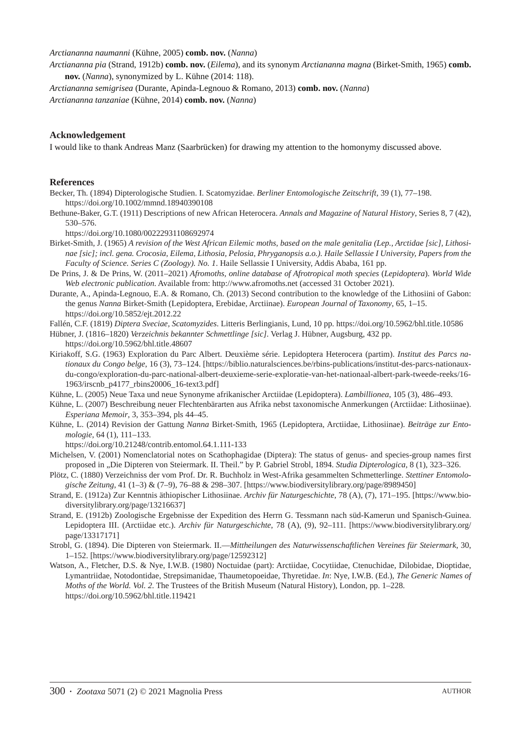*Arctiananna naumanni* (Kühne, 2005) **comb. nov.** (*Nanna*)

*Arctiananna pia* (Strand, 1912b) **comb. nov.** (*Eilema*), and its synonym *Arctiananna magna* (Birket-Smith, 1965) **comb. nov.** (*Nanna*), synonymized by L. Kühne (2014: 118).

*Arctiananna semigrisea* (Durante, Apinda-Legnouo & Romano, 2013) **comb. nov.** (*Nanna*)

*Arctiananna tanzaniae* (Kühne, 2014) **comb. nov.** (*Nanna*)

## Acknowledgement

I would like to thank Andreas Manz (Saarbrücken) for drawing my attention to the homonymy discussed above.

## References

Becker, Th. (1894) Dipterologische Studien. I. Scatomyzidae. *Berliner Entomologische Zeitschrift*, 39 (1), 77–198. https://doi.org/10.1002/mmnd.18940390108

Bethune-Baker, G.T. (1911) Descriptions of new African Heterocera. *Annals and Magazine of Natural History*, Series 8, 7 (42), 530–576. https://doi.org/10.1080/00222931108692974

Birket-Smith, J. (1965) *A revision of the West African Eilemic moths, based on the male genitalia (Lep., Arctidae [sic], Lithosinae [sic]; incl. gena. Crocosia, Eilema, Lithosia, Pelosia, Phryganopsis a.o.). Haile Sellassie I University, Papers from the Faculty of Science. Series C (Zoology). No. 1*. Haile Sellassie I University, Addis Ababa, 161 pp.

De Prins, J. & De Prins, W. (2011–2021) *Afromoths, online database of Afrotropical moth species* (*Lepidoptera*). *World Wide Web electronic publication*. Available from: http://www.afromoths.net (accessed 31 October 2021).

Durante, A., Apinda-Legnouo, E.A. & Romano, Ch. (2013) Second contribution to the knowledge of the Lithosiini of Gabon: the genus *Nanna* Birket-Smith (Lepidoptera, Erebidae, Arctiinae). *European Journal of Taxonomy*, 65, 1–15. https://doi.org/10.5852/ejt.2012.22

Fallén, C.F. (1819) *Diptera Sveciae, Scatomyzides*. Litteris Berlingianis, Lund, 10 pp. https://doi.org/10.5962/bhl.title.10586

Hübner, J. (1816–1820) *Verzeichnis bekannter Schmettlinge [sic]*. Verlag J. Hübner, Augsburg, 432 pp. https://doi.org/10.5962/bhl.title.48607

Kiriakoff, S.G. (1963) Exploration du Parc Albert. Deuxième série. Lepidoptera Heterocera (partim). *Institut des Parcs nationaux du Congo belge*, 16 (3), 73–124. [https://biblio.naturalsciences.be/rbins-publications/institut-des-parcs-nationaux-du-congo/exploration-du-parc-national-albert-deuxieme-serie-exploratie-van-het-nationaal-albert-park-tweede-reeks/16-1963/irscnb_p4177_rbins20006_16-text3.pdf]

Kühne, L. (2005) Neue Taxa und neue Synonyme afrikanischer Arctiidae (Lepidoptera). *Lambillionea*, 105 (3), 486–493.

Kühne, L. (2007) Beschreibung neuer Flechtenbärarten aus Afrika nebst taxonomische Anmerkungen (Arctiidae: Lithosiinae). *Esperiana Memoir*, 3, 353–394, pls 44–45.

Kühne, L. (2014) Revision der Gattung *Nanna* Birket-Smith, 1965 (Lepidoptera, Arctiidae, Lithosiinae). *Beiträge zur Entomologie*, 64 (1), 111–133. https://doi.org/10.21248/contrib.entomol.64.1.111-133

Michelsen, V. (2001) Nomenclatorial notes on Scathophagidae (Diptera): The status of genus- and species-group names first proposed in „Die Dipteren von Steiermark. II. Theil." by P. Gabriel Strobl, 1894. *Studia Dipterologica*, 8 (1), 323–326.

Plötz, C. (1880) Verzeichniss der vom Prof. Dr. R. Buchholz in West-Afrika gesammelten Schmetterlinge. *Stettiner Entomologische Zeitung*, 41 (1–3) & (7–9), 76–88 & 298–307. [https://www.biodiversitylibrary.org/page/8989450]

Strand, E. (1912a) Zur Kenntnis äthiopischer Lithosiinae. *Archiv für Naturgeschichte*, 78 (A), (7), 171–195. [https://www.biodiversitylibrary.org/page/13216637]

Strand, E. (1912b) Zoologische Ergebnisse der Expedition des Herrn G. Tessmann nach süd-Kamerun und Spanisch-Guinea. Lepidoptera III. (Arctiidae etc.). *Archiv für Naturgeschichte*, 78 (A), (9), 92–111. [https://www.biodiversitylibrary.org/page/13317171]

Strobl, G. (1894). Die Dipteren von Steiermark. II.—*Mittheilungen des Naturwissenschaftlichen Vereines für Steiermark*, 30, 1–152. [https://www.biodiversitylibrary.org/page/12592312]

Watson, A., Fletcher, D.S. & Nye, I.W.B. (1980) Noctuidae (part): Arctiidae, Cocytiidae, Ctenuchidae, Dilobidae, Dioptidae, Lymantriidae, Notodontidae, Strepsimanidae, Thaumetopoeidae, Thyretidae. *In*: Nye, I.W.B. (Ed.), *The Generic Names of Moths of the World. Vol. 2*. The Trustees of the British Museum (Natural History), London, pp. 1–228. https://doi.org/10.5962/bhl.title.119421